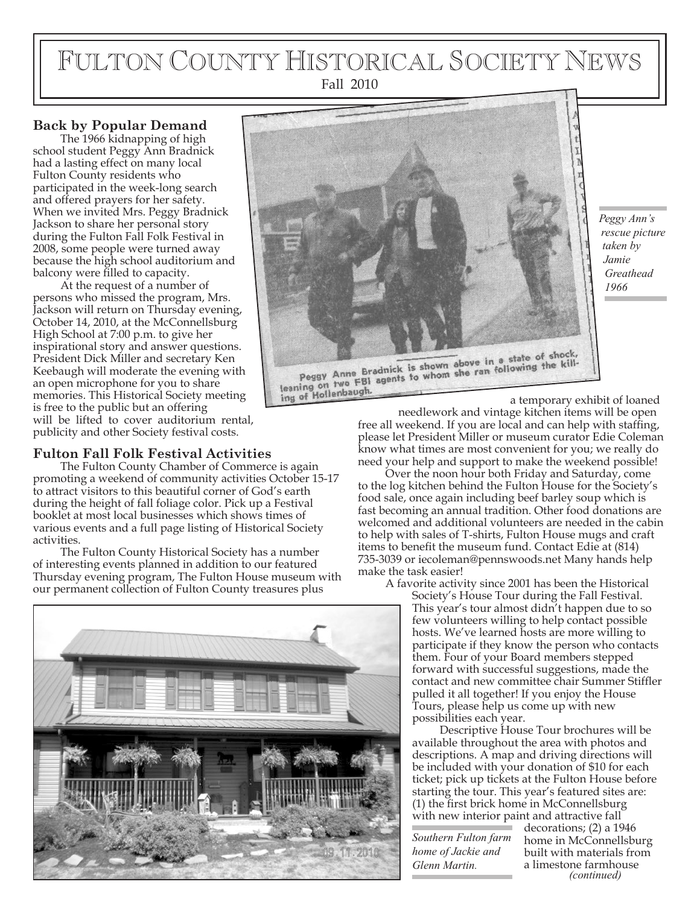# Fulton County Historical Society News

Fall 2010

### Back by Popular Demand

The 1966 kidnapping of high school student Peggy Ann Bradnick had a lasting effect on many local Fulton County residents who participated in the week-long search and offered prayers for her safety. When we invited Mrs. Peggy Bradnick Jackson to share her personal story during the Fulton Fall Folk Festival in 2008, some people were turned away because the high school auditorium and balcony were filled to capacity.

At the request of a number of persons who missed the program, Mrs. Jackson will return on Thursday evening, October 14, 2010, at the McConnellsburg High School at 7:00 p.m. to give her inspirational story and answer questions. President Dick Miller and secretary Ken Keebaugh will moderate the evening with an open microphone for you to share memories. This Historical Society meeting is free to the public but an offering will be lifted to cover auditorium rental, publicity and other Society festival costs.

Peggy Anne Bradnick is shown above in a state of shock, leaning on two FBI agents to whom she ran following the killing of Hollenbaugh.

*Peggy Ann's rescue picture taken by Jamie Greathead 1966*

### Fulton Fall Folk Festival Activities

The Fulton County Chamber of Commerce is again promoting a weekend of community activities October 15-17 to attract visitors to this beautiful corner of God's earth during the height of fall foliage color. Pick up a Festival booklet at most local businesses which shows times of various events and a full page listing of Historical Society activities.

The Fulton County Historical Society has a number of interesting events planned in addition to our featured Thursday evening program, The Fulton House museum with our permanent collection of Fulton County treasures plus a temporary exhibit of loaned needlework and vintage kitchen items will be open free all weekend. If you are local and can help with staffing, please let President Miller or museum curator Edie Coleman know what times are most convenient for you; we really do need your help and support to make the weekend possible!

Over the noon hour both Friday and Saturday, come to the log kitchen behind the Fulton House for the Society's food sale, once again including beef barley soup which is fast becoming an annual tradition. Other food donations are welcomed and additional volunteers are needed in the cabin to help with sales of T-shirts, Fulton House mugs and craft items to benefit the museum fund. Contact Edie at (814) 735-3039 or iecoleman@pennswoods.net Many hands help make the task easier!

A favorite activity since 2001 has been the Historical Society's House Tour during the Fall Festival. This year's tour almost didn't happen due to so few volunteers willing to help contact possible hosts. We've learned hosts are more willing to participate if they know the person who contacts them. Four of your Board members stepped forward with successful suggestions, made the contact and new committee chair Summer Stiffler pulled it all together! If you enjoy the House Tours, please help us come up with new possibilities each year.

Descriptive House Tour brochures will be available throughout the area with photos and descriptions. A map and driving directions will be included with your donation of $10 for each ticket; pick up tickets at the Fulton House before starting the tour. This year's featured sites are: (1) the first brick home in McConnellsburg with new interior paint and attractive fall decorations; (2) a 1946 home in McConnellsburg built with materials from a limestone farmhouse *(continued)*

*Southern Fulton farm home of Jackie and Glenn Martin.*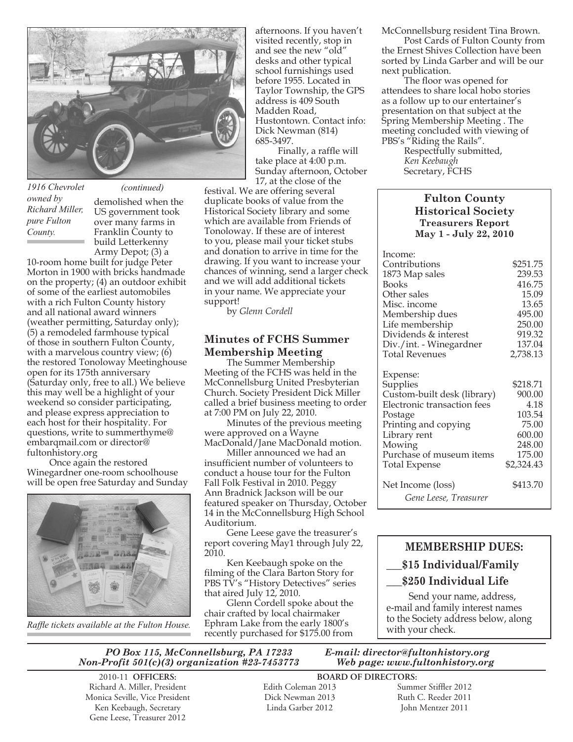*1916 Chevrolet owned by Richard Miller, pure Fulton County.*

*(continued)*

demolished when the US government took over many farms in Franklin County to build Letterkenny Army Depot; (3) a 10-room home built for judge Peter Morton in 1900 with bricks handmade on the property; (4) an outdoor exhibit of some of the earliest automobiles with a rich Fulton County history and all national award winners (weather permitting, Saturday only); (5) a remodeled farmhouse typical of those in southern Fulton County, with a marvelous country view; (6) the restored Tonoloway Meetinghouse open for its 175th anniversary (Saturday only, free to all.) We believe this may well be a highlight of your weekend so consider participating, and please express appreciation to each host for their hospitality. For questions, write to summerthyme@embarqmail.com or director@fultonhistory.org

Once again the restored Winegardner one-room schoolhouse will be open free Saturday and Sunday afternoons. If you haven't visited recently, stop in and see the new "old" desks and other typical school furnishings used before 1955. Located in Taylor Township, the GPS address is 409 South Madden Road, Hustontown. Contact info: Dick Newman (814) 685-3497.

Finally, a raffle will take place at 4:00 p.m. Sunday afternoon, October 17, at the close of the festival. We are offering several duplicate books of value from the Historical Society library and some which are available from Friends of Tonoloway. If these are of interest to you, please mail your ticket stubs and donation to arrive in time for the drawing. If you want to increase your chances of winning, send a larger check and we will add additional tickets in your name. We appreciate your support!

by *Glenn Cordell*

*Raffle tickets available at the Fulton House.*

## Minutes of FCHS Summer Membership Meeting

The Summer Membership Meeting of the FCHS was held in the McConnellsburg United Presbyterian Church. Society President Dick Miller called a brief business meeting to order at 7:00 PM on July 22, 2010.

Minutes of the previous meeting were approved on a Wayne MacDonald/Jane MacDonald motion.

Miller announced we had an insufficient number of volunteers to conduct a house tour for the Fulton Fall Folk Festival in 2010. Peggy Ann Bradnick Jackson will be our featured speaker on Thursday, October 14 in the McConnellsburg High School Auditorium.

Gene Leese gave the treasurer's report covering May1 through July 22, 2010.

Ken Keebaugh spoke on the filming of the Clara Barton Story for PBS TV's "History Detectives" series that aired July 12, 2010.

Glenn Cordell spoke about the chair crafted by local chairmaker Ephram Lake from the early 1800's recently purchased for $175.00 from McConnellsburg resident Tina Brown.

Post Cards of Fulton County from the Ernest Shives Collection have been sorted by Linda Garber and will be our next publication.

The floor was opened for attendees to share local hobo stories as a follow up to our entertainer's presentation on that subject at the Spring Membership Meeting . The meeting concluded with viewing of PBS's "Riding the Rails".

Respectfully submitted,
*Ken Keebaugh*
Secretary, FCHS

### Fulton County Historical Society
**Treasurers Report**
**May 1 - July 22, 2010**

| | |
|---|---|
| Income: | |
| Contributions | $251.75 |
| 1873 Map sales | 239.53 |
| Books | 416.75 |
| Other sales | 15.09 |
| Misc. income | 13.65 |
| Membership dues | 495.00 |
| Life membership | 250.00 |
| Dividends & interest | 919.32 |
| Div./int. - Winegardner | 137.04 |
| Total Revenues | 2,738.13 |
| Expense: | |
| Supplies | $218.71 |
| Custom-built desk (library) | 900.00 |
| Electronic transaction fees | 4.18 |
| Postage | 103.54 |
| Printing and copying | 75.00 |
| Library rent | 600.00 |
| Mowing | 248.00 |
| Purchase of museum items | 175.00 |
| Total Expense | $2,324.43 |
| Net Income (loss) | $413.70 |

*Gene Leese, Treasurer*

### MEMBERSHIP DUES:

**___$15 Individual/Family**

**___$250 Individual Life**

Send your name, address, e-mail and family interest names to the Society address below, along with your check.

***PO Box 115, McConnellsburg, PA 17233***
***Non-Profit 501(c)(3) organization #23-7453773***
***E-mail: director@fultonhistory.org***
***Web page: www.fultonhistory.org***

2010-11 **OFFICERS:**
Richard A. Miller, President
Monica Seville, Vice President
Ken Keebaugh, Secretary
Gene Leese, Treasurer 2012

**BOARD OF DIRECTORS:**
Edith Coleman 2013
Dick Newman 2013
Linda Garber 2012
Summer Stiffler 2012
Ruth C. Reeder 2011
John Mentzer 2011